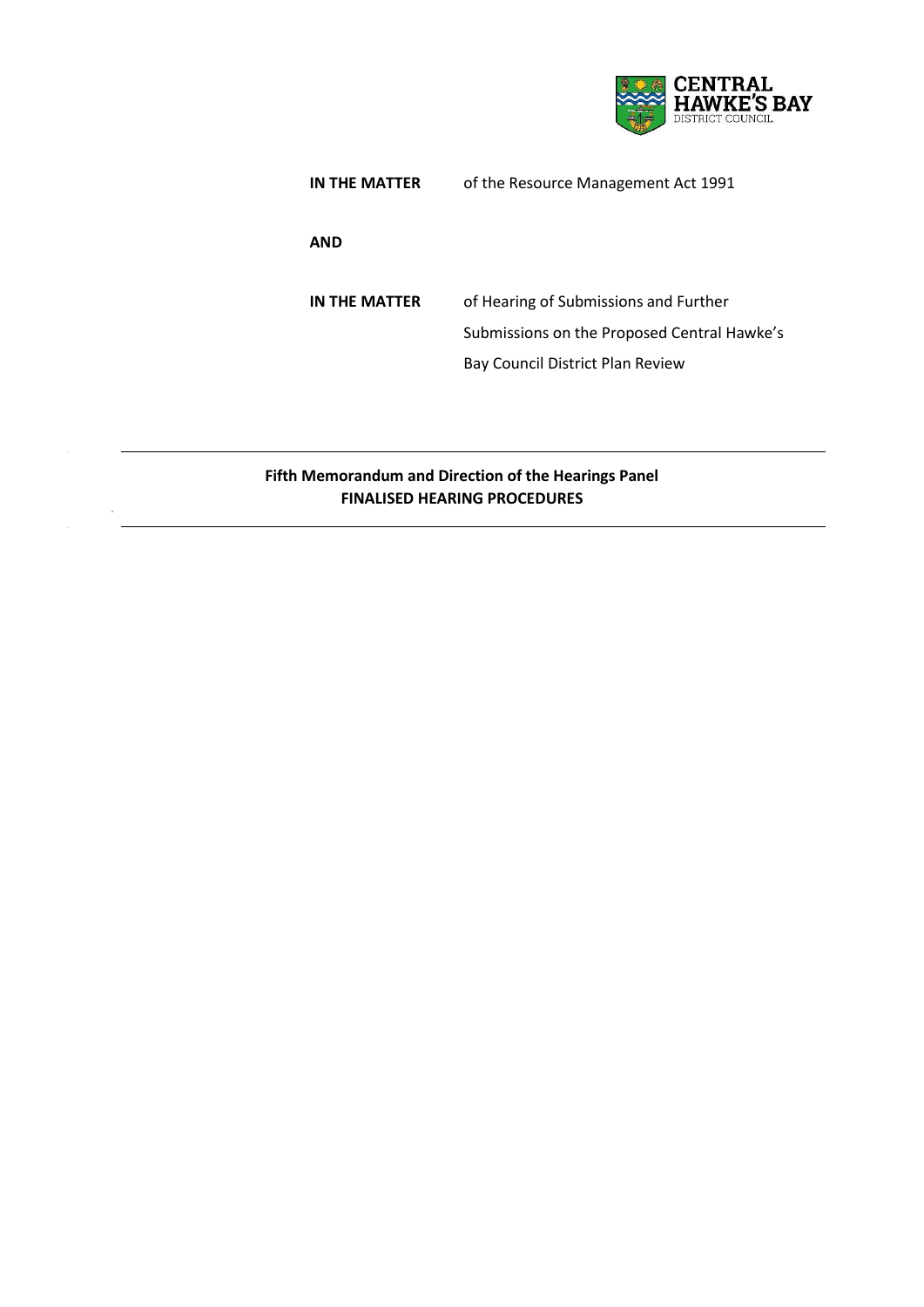CENTRAL HAWKE'S BAY DISTRICT COUNCIL

| | |
|---|---|
| **IN THE MATTER** | of the Resource Management Act 1991 |
| **AND** | |
| **IN THE MATTER** | of Hearing of Submissions and Further Submissions on the Proposed Central Hawke's Bay Council District Plan Review |

---

**Fifth Memorandum and Direction of the Hearings Panel**
**FINALISED HEARING PROCEDURES**

---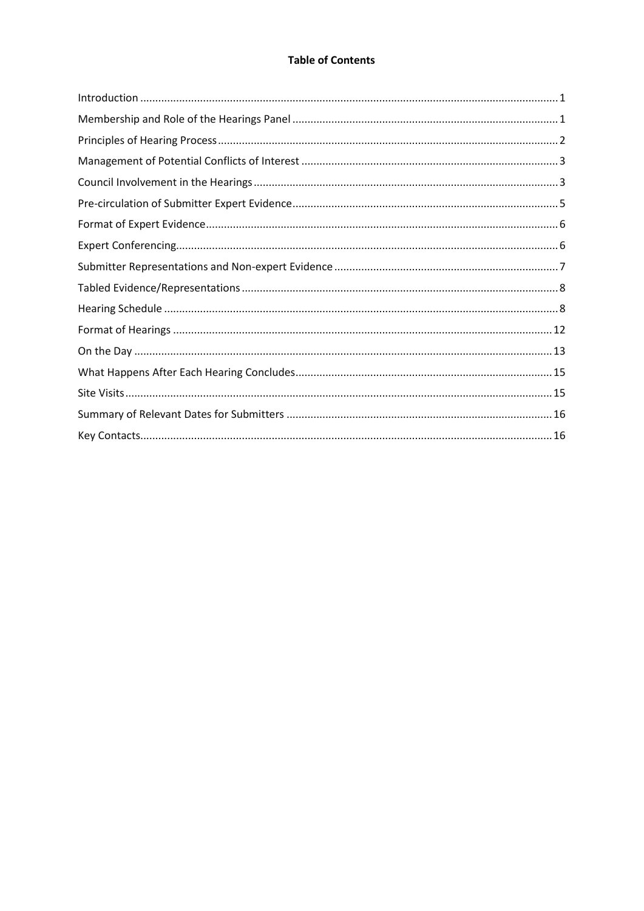**Table of Contents**

| | |
|---|---|
| Introduction | 1 |
| Membership and Role of the Hearings Panel | 1 |
| Principles of Hearing Process | 2 |
| Management of Potential Conflicts of Interest | 3 |
| Council Involvement in the Hearings | 3 |
| Pre-circulation of Submitter Expert Evidence | 5 |
| Format of Expert Evidence | 6 |
| Expert Conferencing | 6 |
| Submitter Representations and Non-expert Evidence | 7 |
| Tabled Evidence/Representations | 8 |
| Hearing Schedule | 8 |
| Format of Hearings | 12 |
| On the Day | 13 |
| What Happens After Each Hearing Concludes | 15 |
| Site Visits | 15 |
| Summary of Relevant Dates for Submitters | 16 |
| Key Contacts | 16 |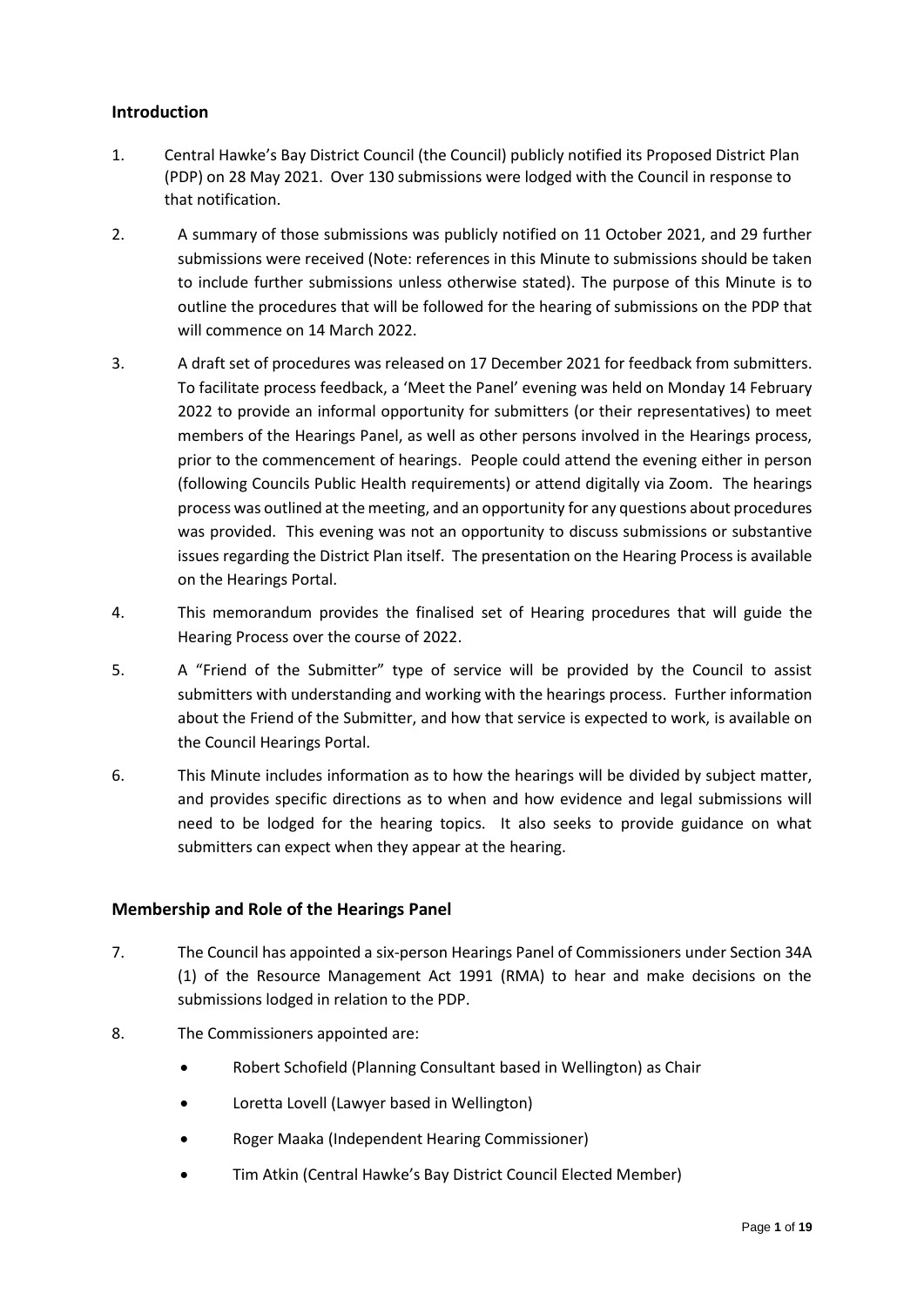## Introduction

1. Central Hawke's Bay District Council (the Council) publicly notified its Proposed District Plan (PDP) on 28 May 2021. Over 130 submissions were lodged with the Council in response to that notification.

2. A summary of those submissions was publicly notified on 11 October 2021, and 29 further submissions were received (Note: references in this Minute to submissions should be taken to include further submissions unless otherwise stated). The purpose of this Minute is to outline the procedures that will be followed for the hearing of submissions on the PDP that will commence on 14 March 2022.

3. A draft set of procedures was released on 17 December 2021 for feedback from submitters. To facilitate process feedback, a 'Meet the Panel' evening was held on Monday 14 February 2022 to provide an informal opportunity for submitters (or their representatives) to meet members of the Hearings Panel, as well as other persons involved in the Hearings process, prior to the commencement of hearings. People could attend the evening either in person (following Councils Public Health requirements) or attend digitally via Zoom. The hearings process was outlined at the meeting, and an opportunity for any questions about procedures was provided. This evening was not an opportunity to discuss submissions or substantive issues regarding the District Plan itself. The presentation on the Hearing Process is available on the Hearings Portal.

4. This memorandum provides the finalised set of Hearing procedures that will guide the Hearing Process over the course of 2022.

5. A "Friend of the Submitter" type of service will be provided by the Council to assist submitters with understanding and working with the hearings process. Further information about the Friend of the Submitter, and how that service is expected to work, is available on the Council Hearings Portal.

6. This Minute includes information as to how the hearings will be divided by subject matter, and provides specific directions as to when and how evidence and legal submissions will need to be lodged for the hearing topics. It also seeks to provide guidance on what submitters can expect when they appear at the hearing.

## Membership and Role of the Hearings Panel

7. The Council has appointed a six-person Hearings Panel of Commissioners under Section 34A (1) of the Resource Management Act 1991 (RMA) to hear and make decisions on the submissions lodged in relation to the PDP.

8. The Commissioners appointed are:

    - Robert Schofield (Planning Consultant based in Wellington) as Chair
    - Loretta Lovell (Lawyer based in Wellington)
    - Roger Maaka (Independent Hearing Commissioner)
    - Tim Atkin (Central Hawke's Bay District Council Elected Member)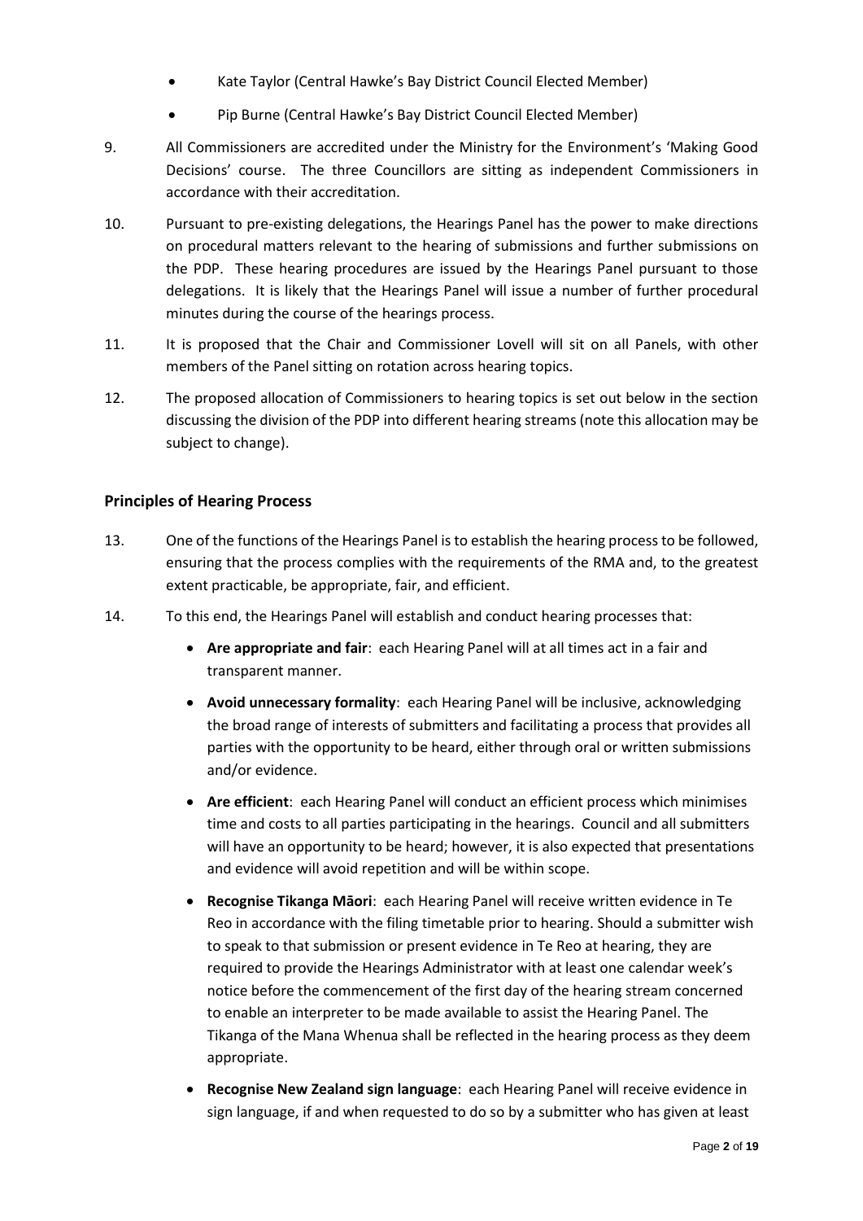- Kate Taylor (Central Hawke's Bay District Council Elected Member)
- Pip Burne (Central Hawke's Bay District Council Elected Member)

9. All Commissioners are accredited under the Ministry for the Environment's 'Making Good Decisions' course. The three Councillors are sitting as independent Commissioners in accordance with their accreditation.

10. Pursuant to pre-existing delegations, the Hearings Panel has the power to make directions on procedural matters relevant to the hearing of submissions and further submissions on the PDP. These hearing procedures are issued by the Hearings Panel pursuant to those delegations. It is likely that the Hearings Panel will issue a number of further procedural minutes during the course of the hearings process.

11. It is proposed that the Chair and Commissioner Lovell will sit on all Panels, with other members of the Panel sitting on rotation across hearing topics.

12. The proposed allocation of Commissioners to hearing topics is set out below in the section discussing the division of the PDP into different hearing streams (note this allocation may be subject to change).

## Principles of Hearing Process

13. One of the functions of the Hearings Panel is to establish the hearing process to be followed, ensuring that the process complies with the requirements of the RMA and, to the greatest extent practicable, be appropriate, fair, and efficient.

14. To this end, the Hearings Panel will establish and conduct hearing processes that:

    - **Are appropriate and fair**: each Hearing Panel will at all times act in a fair and transparent manner.
    - **Avoid unnecessary formality**: each Hearing Panel will be inclusive, acknowledging the broad range of interests of submitters and facilitating a process that provides all parties with the opportunity to be heard, either through oral or written submissions and/or evidence.
    - **Are efficient**: each Hearing Panel will conduct an efficient process which minimises time and costs to all parties participating in the hearings. Council and all submitters will have an opportunity to be heard; however, it is also expected that presentations and evidence will avoid repetition and will be within scope.
    - **Recognise Tikanga Māori**: each Hearing Panel will receive written evidence in Te Reo in accordance with the filing timetable prior to hearing. Should a submitter wish to speak to that submission or present evidence in Te Reo at hearing, they are required to provide the Hearings Administrator with at least one calendar week's notice before the commencement of the first day of the hearing stream concerned to enable an interpreter to be made available to assist the Hearing Panel. The Tikanga of the Mana Whenua shall be reflected in the hearing process as they deem appropriate.
    - **Recognise New Zealand sign language**: each Hearing Panel will receive evidence in sign language, if and when requested to do so by a submitter who has given at least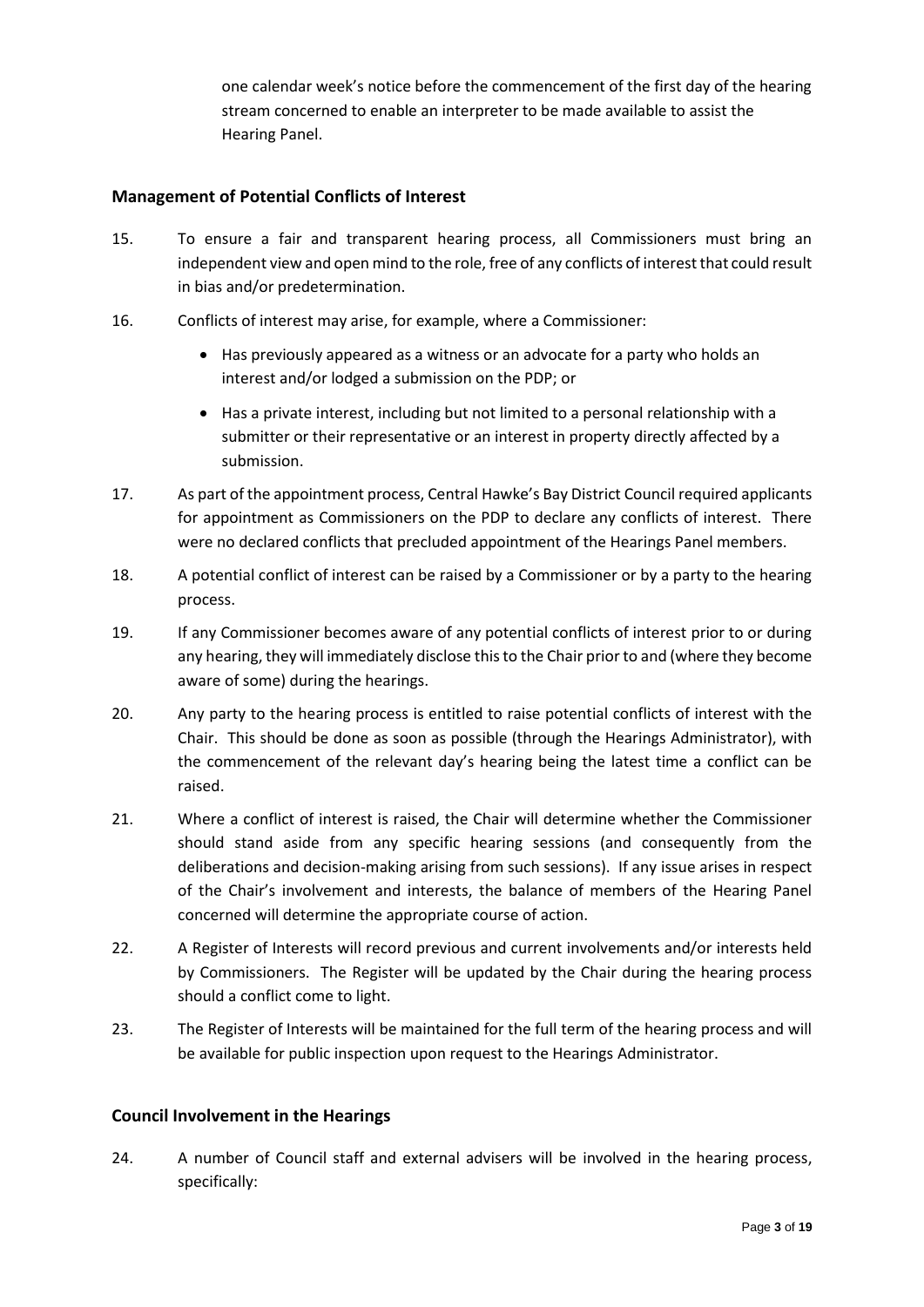one calendar week's notice before the commencement of the first day of the hearing stream concerned to enable an interpreter to be made available to assist the Hearing Panel.

## Management of Potential Conflicts of Interest

15. To ensure a fair and transparent hearing process, all Commissioners must bring an independent view and open mind to the role, free of any conflicts of interest that could result in bias and/or predetermination.

16. Conflicts of interest may arise, for example, where a Commissioner:

    - Has previously appeared as a witness or an advocate for a party who holds an interest and/or lodged a submission on the PDP; or
    - Has a private interest, including but not limited to a personal relationship with a submitter or their representative or an interest in property directly affected by a submission.

17. As part of the appointment process, Central Hawke's Bay District Council required applicants for appointment as Commissioners on the PDP to declare any conflicts of interest. There were no declared conflicts that precluded appointment of the Hearings Panel members.

18. A potential conflict of interest can be raised by a Commissioner or by a party to the hearing process.

19. If any Commissioner becomes aware of any potential conflicts of interest prior to or during any hearing, they will immediately disclose this to the Chair prior to and (where they become aware of some) during the hearings.

20. Any party to the hearing process is entitled to raise potential conflicts of interest with the Chair. This should be done as soon as possible (through the Hearings Administrator), with the commencement of the relevant day's hearing being the latest time a conflict can be raised.

21. Where a conflict of interest is raised, the Chair will determine whether the Commissioner should stand aside from any specific hearing sessions (and consequently from the deliberations and decision-making arising from such sessions). If any issue arises in respect of the Chair's involvement and interests, the balance of members of the Hearing Panel concerned will determine the appropriate course of action.

22. A Register of Interests will record previous and current involvements and/or interests held by Commissioners. The Register will be updated by the Chair during the hearing process should a conflict come to light.

23. The Register of Interests will be maintained for the full term of the hearing process and will be available for public inspection upon request to the Hearings Administrator.

## Council Involvement in the Hearings

24. A number of Council staff and external advisers will be involved in the hearing process, specifically: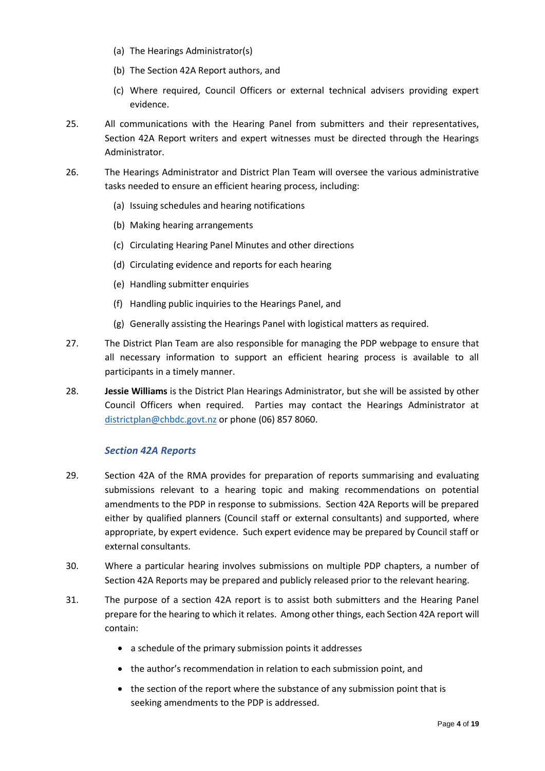(a) The Hearings Administrator(s)

(b) The Section 42A Report authors, and

(c) Where required, Council Officers or external technical advisers providing expert evidence.

25. All communications with the Hearing Panel from submitters and their representatives, Section 42A Report writers and expert witnesses must be directed through the Hearings Administrator.

26. The Hearings Administrator and District Plan Team will oversee the various administrative tasks needed to ensure an efficient hearing process, including:

(a) Issuing schedules and hearing notifications

(b) Making hearing arrangements

(c) Circulating Hearing Panel Minutes and other directions

(d) Circulating evidence and reports for each hearing

(e) Handling submitter enquiries

(f) Handling public inquiries to the Hearings Panel, and

(g) Generally assisting the Hearings Panel with logistical matters as required.

27. The District Plan Team are also responsible for managing the PDP webpage to ensure that all necessary information to support an efficient hearing process is available to all participants in a timely manner.

28. **Jessie Williams** is the District Plan Hearings Administrator, but she will be assisted by other Council Officers when required. Parties may contact the Hearings Administrator at districtplan@chbdc.govt.nz or phone (06) 857 8060.

### *Section 42A Reports*

29. Section 42A of the RMA provides for preparation of reports summarising and evaluating submissions relevant to a hearing topic and making recommendations on potential amendments to the PDP in response to submissions. Section 42A Reports will be prepared either by qualified planners (Council staff or external consultants) and supported, where appropriate, by expert evidence. Such expert evidence may be prepared by Council staff or external consultants.

30. Where a particular hearing involves submissions on multiple PDP chapters, a number of Section 42A Reports may be prepared and publicly released prior to the relevant hearing.

31. The purpose of a section 42A report is to assist both submitters and the Hearing Panel prepare for the hearing to which it relates. Among other things, each Section 42A report will contain:

- a schedule of the primary submission points it addresses
- the author's recommendation in relation to each submission point, and
- the section of the report where the substance of any submission point that is seeking amendments to the PDP is addressed.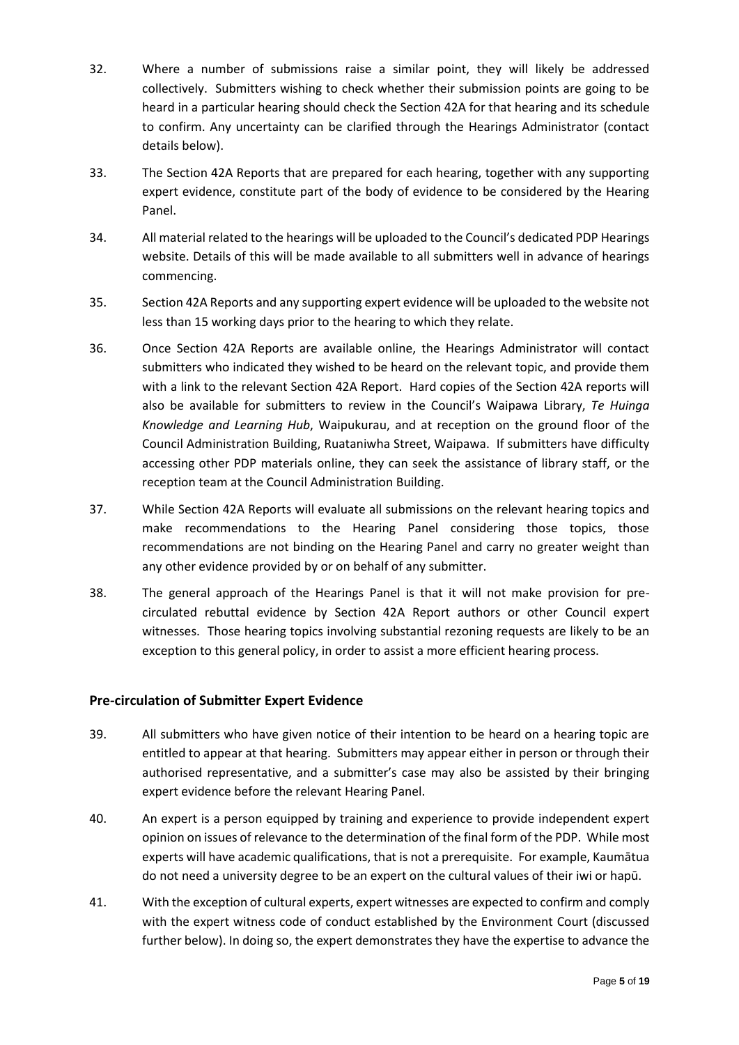32. Where a number of submissions raise a similar point, they will likely be addressed collectively. Submitters wishing to check whether their submission points are going to be heard in a particular hearing should check the Section 42A for that hearing and its schedule to confirm. Any uncertainty can be clarified through the Hearings Administrator (contact details below).

33. The Section 42A Reports that are prepared for each hearing, together with any supporting expert evidence, constitute part of the body of evidence to be considered by the Hearing Panel.

34. All material related to the hearings will be uploaded to the Council's dedicated PDP Hearings website. Details of this will be made available to all submitters well in advance of hearings commencing.

35. Section 42A Reports and any supporting expert evidence will be uploaded to the website not less than 15 working days prior to the hearing to which they relate.

36. Once Section 42A Reports are available online, the Hearings Administrator will contact submitters who indicated they wished to be heard on the relevant topic, and provide them with a link to the relevant Section 42A Report. Hard copies of the Section 42A reports will also be available for submitters to review in the Council's Waipawa Library, *Te Huinga Knowledge and Learning Hub*, Waipukurau, and at reception on the ground floor of the Council Administration Building, Ruataniwha Street, Waipawa. If submitters have difficulty accessing other PDP materials online, they can seek the assistance of library staff, or the reception team at the Council Administration Building.

37. While Section 42A Reports will evaluate all submissions on the relevant hearing topics and make recommendations to the Hearing Panel considering those topics, those recommendations are not binding on the Hearing Panel and carry no greater weight than any other evidence provided by or on behalf of any submitter.

38. The general approach of the Hearings Panel is that it will not make provision for pre-circulated rebuttal evidence by Section 42A Report authors or other Council expert witnesses. Those hearing topics involving substantial rezoning requests are likely to be an exception to this general policy, in order to assist a more efficient hearing process.

## Pre-circulation of Submitter Expert Evidence

39. All submitters who have given notice of their intention to be heard on a hearing topic are entitled to appear at that hearing. Submitters may appear either in person or through their authorised representative, and a submitter's case may also be assisted by their bringing expert evidence before the relevant Hearing Panel.

40. An expert is a person equipped by training and experience to provide independent expert opinion on issues of relevance to the determination of the final form of the PDP. While most experts will have academic qualifications, that is not a prerequisite. For example, Kaumātua do not need a university degree to be an expert on the cultural values of their iwi or hapū.

41. With the exception of cultural experts, expert witnesses are expected to confirm and comply with the expert witness code of conduct established by the Environment Court (discussed further below). In doing so, the expert demonstrates they have the expertise to advance the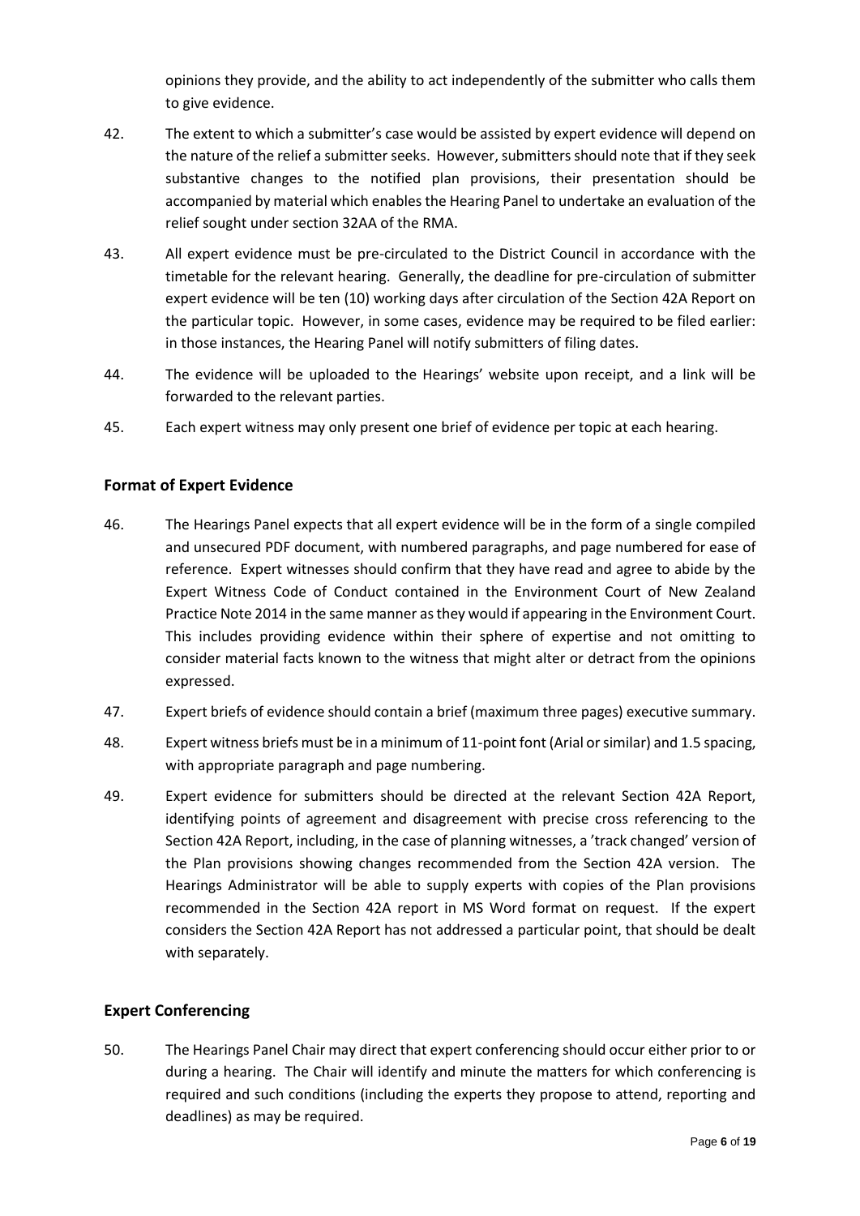opinions they provide, and the ability to act independently of the submitter who calls them to give evidence.

42. The extent to which a submitter's case would be assisted by expert evidence will depend on the nature of the relief a submitter seeks. However, submitters should note that if they seek substantive changes to the notified plan provisions, their presentation should be accompanied by material which enables the Hearing Panel to undertake an evaluation of the relief sought under section 32AA of the RMA.

43. All expert evidence must be pre-circulated to the District Council in accordance with the timetable for the relevant hearing. Generally, the deadline for pre-circulation of submitter expert evidence will be ten (10) working days after circulation of the Section 42A Report on the particular topic. However, in some cases, evidence may be required to be filed earlier: in those instances, the Hearing Panel will notify submitters of filing dates.

44. The evidence will be uploaded to the Hearings' website upon receipt, and a link will be forwarded to the relevant parties.

45. Each expert witness may only present one brief of evidence per topic at each hearing.

## Format of Expert Evidence

46. The Hearings Panel expects that all expert evidence will be in the form of a single compiled and unsecured PDF document, with numbered paragraphs, and page numbered for ease of reference. Expert witnesses should confirm that they have read and agree to abide by the Expert Witness Code of Conduct contained in the Environment Court of New Zealand Practice Note 2014 in the same manner as they would if appearing in the Environment Court. This includes providing evidence within their sphere of expertise and not omitting to consider material facts known to the witness that might alter or detract from the opinions expressed.

47. Expert briefs of evidence should contain a brief (maximum three pages) executive summary.

48. Expert witness briefs must be in a minimum of 11-point font (Arial or similar) and 1.5 spacing, with appropriate paragraph and page numbering.

49. Expert evidence for submitters should be directed at the relevant Section 42A Report, identifying points of agreement and disagreement with precise cross referencing to the Section 42A Report, including, in the case of planning witnesses, a 'track changed' version of the Plan provisions showing changes recommended from the Section 42A version. The Hearings Administrator will be able to supply experts with copies of the Plan provisions recommended in the Section 42A report in MS Word format on request. If the expert considers the Section 42A Report has not addressed a particular point, that should be dealt with separately.

## Expert Conferencing

50. The Hearings Panel Chair may direct that expert conferencing should occur either prior to or during a hearing. The Chair will identify and minute the matters for which conferencing is required and such conditions (including the experts they propose to attend, reporting and deadlines) as may be required.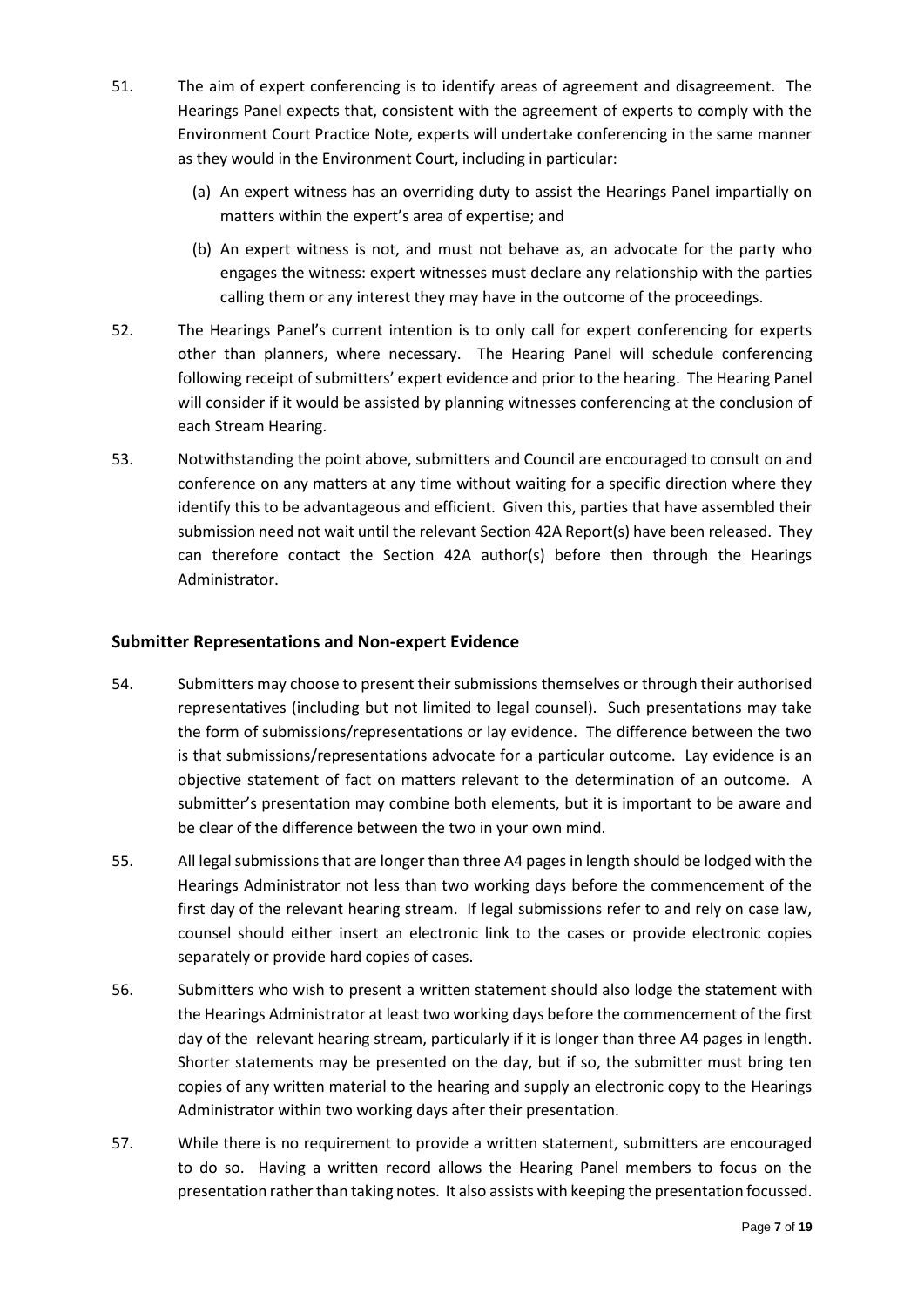51. The aim of expert conferencing is to identify areas of agreement and disagreement. The Hearings Panel expects that, consistent with the agreement of experts to comply with the Environment Court Practice Note, experts will undertake conferencing in the same manner as they would in the Environment Court, including in particular:

    (a) An expert witness has an overriding duty to assist the Hearings Panel impartially on matters within the expert's area of expertise; and

    (b) An expert witness is not, and must not behave as, an advocate for the party who engages the witness: expert witnesses must declare any relationship with the parties calling them or any interest they may have in the outcome of the proceedings.

52. The Hearings Panel's current intention is to only call for expert conferencing for experts other than planners, where necessary. The Hearing Panel will schedule conferencing following receipt of submitters' expert evidence and prior to the hearing. The Hearing Panel will consider if it would be assisted by planning witnesses conferencing at the conclusion of each Stream Hearing.

53. Notwithstanding the point above, submitters and Council are encouraged to consult on and conference on any matters at any time without waiting for a specific direction where they identify this to be advantageous and efficient. Given this, parties that have assembled their submission need not wait until the relevant Section 42A Report(s) have been released. They can therefore contact the Section 42A author(s) before then through the Hearings Administrator.

## Submitter Representations and Non-expert Evidence

54. Submitters may choose to present their submissions themselves or through their authorised representatives (including but not limited to legal counsel). Such presentations may take the form of submissions/representations or lay evidence. The difference between the two is that submissions/representations advocate for a particular outcome. Lay evidence is an objective statement of fact on matters relevant to the determination of an outcome. A submitter's presentation may combine both elements, but it is important to be aware and be clear of the difference between the two in your own mind.

55. All legal submissions that are longer than three A4 pages in length should be lodged with the Hearings Administrator not less than two working days before the commencement of the first day of the relevant hearing stream. If legal submissions refer to and rely on case law, counsel should either insert an electronic link to the cases or provide electronic copies separately or provide hard copies of cases.

56. Submitters who wish to present a written statement should also lodge the statement with the Hearings Administrator at least two working days before the commencement of the first day of the relevant hearing stream, particularly if it is longer than three A4 pages in length. Shorter statements may be presented on the day, but if so, the submitter must bring ten copies of any written material to the hearing and supply an electronic copy to the Hearings Administrator within two working days after their presentation.

57. While there is no requirement to provide a written statement, submitters are encouraged to do so. Having a written record allows the Hearing Panel members to focus on the presentation rather than taking notes. It also assists with keeping the presentation focussed.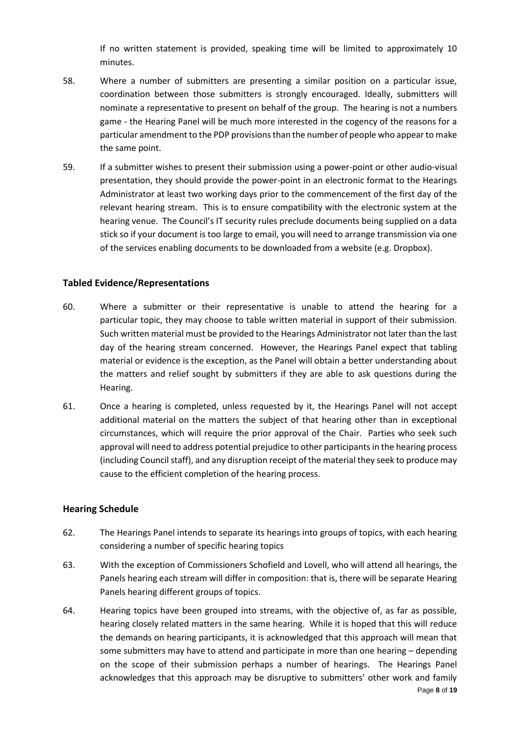If no written statement is provided, speaking time will be limited to approximately 10 minutes.

58. Where a number of submitters are presenting a similar position on a particular issue, coordination between those submitters is strongly encouraged. Ideally, submitters will nominate a representative to present on behalf of the group. The hearing is not a numbers game - the Hearing Panel will be much more interested in the cogency of the reasons for a particular amendment to the PDP provisions than the number of people who appear to make the same point.

59. If a submitter wishes to present their submission using a power-point or other audio-visual presentation, they should provide the power-point in an electronic format to the Hearings Administrator at least two working days prior to the commencement of the first day of the relevant hearing stream. This is to ensure compatibility with the electronic system at the hearing venue. The Council's IT security rules preclude documents being supplied on a data stick so if your document is too large to email, you will need to arrange transmission via one of the services enabling documents to be downloaded from a website (e.g. Dropbox).

## Tabled Evidence/Representations

60. Where a submitter or their representative is unable to attend the hearing for a particular topic, they may choose to table written material in support of their submission. Such written material must be provided to the Hearings Administrator not later than the last day of the hearing stream concerned. However, the Hearings Panel expect that tabling material or evidence is the exception, as the Panel will obtain a better understanding about the matters and relief sought by submitters if they are able to ask questions during the Hearing.

61. Once a hearing is completed, unless requested by it, the Hearings Panel will not accept additional material on the matters the subject of that hearing other than in exceptional circumstances, which will require the prior approval of the Chair. Parties who seek such approval will need to address potential prejudice to other participants in the hearing process (including Council staff), and any disruption receipt of the material they seek to produce may cause to the efficient completion of the hearing process.

## Hearing Schedule

62. The Hearings Panel intends to separate its hearings into groups of topics, with each hearing considering a number of specific hearing topics

63. With the exception of Commissioners Schofield and Lovell, who will attend all hearings, the Panels hearing each stream will differ in composition: that is, there will be separate Hearing Panels hearing different groups of topics.

64. Hearing topics have been grouped into streams, with the objective of, as far as possible, hearing closely related matters in the same hearing. While it is hoped that this will reduce the demands on hearing participants, it is acknowledged that this approach will mean that some submitters may have to attend and participate in more than one hearing – depending on the scope of their submission perhaps a number of hearings. The Hearings Panel acknowledges that this approach may be disruptive to submitters' other work and family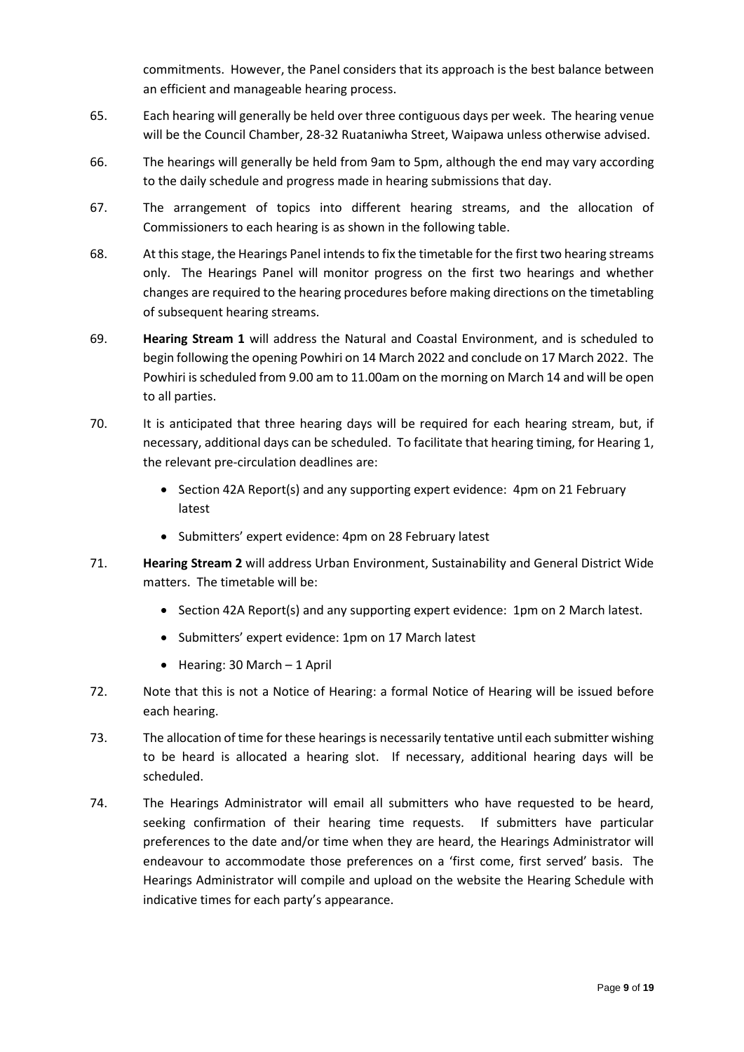commitments. However, the Panel considers that its approach is the best balance between an efficient and manageable hearing process.

65. Each hearing will generally be held over three contiguous days per week. The hearing venue will be the Council Chamber, 28-32 Ruataniwha Street, Waipawa unless otherwise advised.

66. The hearings will generally be held from 9am to 5pm, although the end may vary according to the daily schedule and progress made in hearing submissions that day.

67. The arrangement of topics into different hearing streams, and the allocation of Commissioners to each hearing is as shown in the following table.

68. At this stage, the Hearings Panel intends to fix the timetable for the first two hearing streams only. The Hearings Panel will monitor progress on the first two hearings and whether changes are required to the hearing procedures before making directions on the timetabling of subsequent hearing streams.

69. **Hearing Stream 1** will address the Natural and Coastal Environment, and is scheduled to begin following the opening Powhiri on 14 March 2022 and conclude on 17 March 2022. The Powhiri is scheduled from 9.00 am to 11.00am on the morning on March 14 and will be open to all parties.

70. It is anticipated that three hearing days will be required for each hearing stream, but, if necessary, additional days can be scheduled. To facilitate that hearing timing, for Hearing 1, the relevant pre-circulation deadlines are:

    - Section 42A Report(s) and any supporting expert evidence: 4pm on 21 February latest
    - Submitters' expert evidence: 4pm on 28 February latest

71. **Hearing Stream 2** will address Urban Environment, Sustainability and General District Wide matters. The timetable will be:

    - Section 42A Report(s) and any supporting expert evidence: 1pm on 2 March latest.
    - Submitters' expert evidence: 1pm on 17 March latest
    - Hearing: 30 March – 1 April

72. Note that this is not a Notice of Hearing: a formal Notice of Hearing will be issued before each hearing.

73. The allocation of time for these hearings is necessarily tentative until each submitter wishing to be heard is allocated a hearing slot. If necessary, additional hearing days will be scheduled.

74. The Hearings Administrator will email all submitters who have requested to be heard, seeking confirmation of their hearing time requests. If submitters have particular preferences to the date and/or time when they are heard, the Hearings Administrator will endeavour to accommodate those preferences on a 'first come, first served' basis. The Hearings Administrator will compile and upload on the website the Hearing Schedule with indicative times for each party's appearance.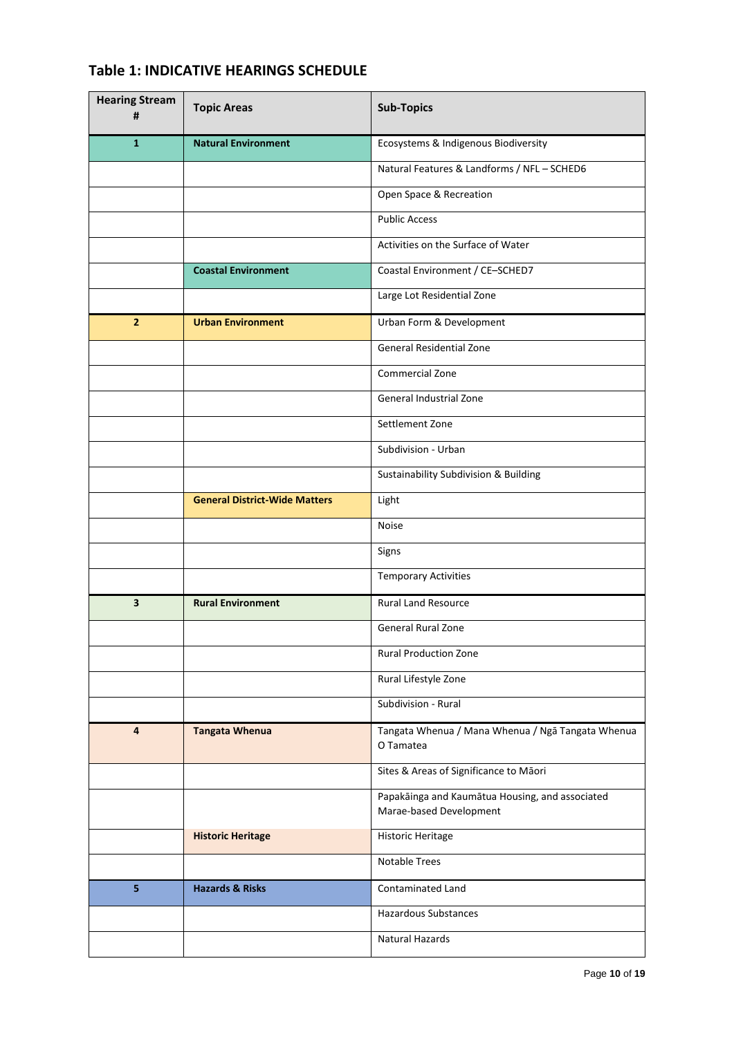## Table 1: INDICATIVE HEARINGS SCHEDULE

| Hearing Stream # | Topic Areas | Sub-Topics |
|---|---|---|
| **1** | **Natural Environment** | Ecosystems & Indigenous Biodiversity |
| | | Natural Features & Landforms / NFL – SCHED6 |
| | | Open Space & Recreation |
| | | Public Access |
| | | Activities on the Surface of Water |
| | **Coastal Environment** | Coastal Environment / CE–SCHED7 |
| | | Large Lot Residential Zone |
| **2** | **Urban Environment** | Urban Form & Development |
| | | General Residential Zone |
| | | Commercial Zone |
| | | General Industrial Zone |
| | | Settlement Zone |
| | | Subdivision - Urban |
| | | Sustainability Subdivision & Building |
| | **General District-Wide Matters** | Light |
| | | Noise |
| | | Signs |
| | | Temporary Activities |
| **3** | **Rural Environment** | Rural Land Resource |
| | | General Rural Zone |
| | | Rural Production Zone |
| | | Rural Lifestyle Zone |
| | | Subdivision - Rural |
| **4** | **Tangata Whenua** | Tangata Whenua / Mana Whenua / Ngā Tangata Whenua O Tamatea |
| | | Sites & Areas of Significance to Māori |
| | | Papakāinga and Kaumātua Housing, and associated Marae-based Development |
| | **Historic Heritage** | Historic Heritage |
| | | Notable Trees |
| **5** | **Hazards & Risks** | Contaminated Land |
| | | Hazardous Substances |
| | | Natural Hazards |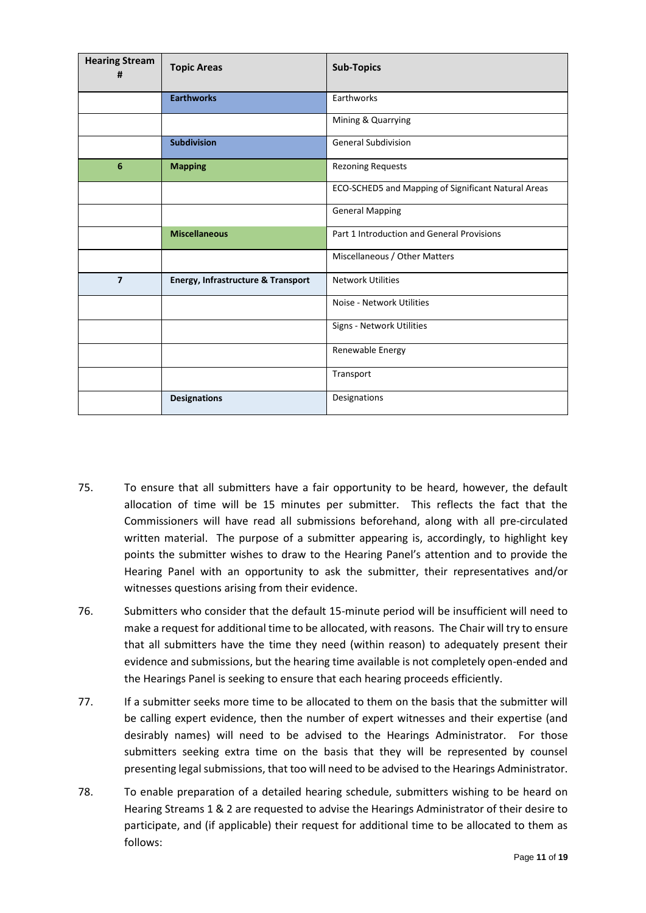| Hearing Stream # | Topic Areas | Sub-Topics |
|---|---|---|
| | **Earthworks** | Earthworks |
| | | Mining & Quarrying |
| | **Subdivision** | General Subdivision |
| **6** | **Mapping** | Rezoning Requests |
| | | ECO-SCHED5 and Mapping of Significant Natural Areas |
| | | General Mapping |
| | **Miscellaneous** | Part 1 Introduction and General Provisions |
| | | Miscellaneous / Other Matters |
| **7** | **Energy, Infrastructure & Transport** | Network Utilities |
| | | Noise - Network Utilities |
| | | Signs - Network Utilities |
| | | Renewable Energy |
| | | Transport |
| | **Designations** | Designations |

75. To ensure that all submitters have a fair opportunity to be heard, however, the default allocation of time will be 15 minutes per submitter. This reflects the fact that the Commissioners will have read all submissions beforehand, along with all pre-circulated written material. The purpose of a submitter appearing is, accordingly, to highlight key points the submitter wishes to draw to the Hearing Panel's attention and to provide the Hearing Panel with an opportunity to ask the submitter, their representatives and/or witnesses questions arising from their evidence.

76. Submitters who consider that the default 15-minute period will be insufficient will need to make a request for additional time to be allocated, with reasons. The Chair will try to ensure that all submitters have the time they need (within reason) to adequately present their evidence and submissions, but the hearing time available is not completely open-ended and the Hearings Panel is seeking to ensure that each hearing proceeds efficiently.

77. If a submitter seeks more time to be allocated to them on the basis that the submitter will be calling expert evidence, then the number of expert witnesses and their expertise (and desirably names) will need to be advised to the Hearings Administrator. For those submitters seeking extra time on the basis that they will be represented by counsel presenting legal submissions, that too will need to be advised to the Hearings Administrator.

78. To enable preparation of a detailed hearing schedule, submitters wishing to be heard on Hearing Streams 1 & 2 are requested to advise the Hearings Administrator of their desire to participate, and (if applicable) their request for additional time to be allocated to them as follows: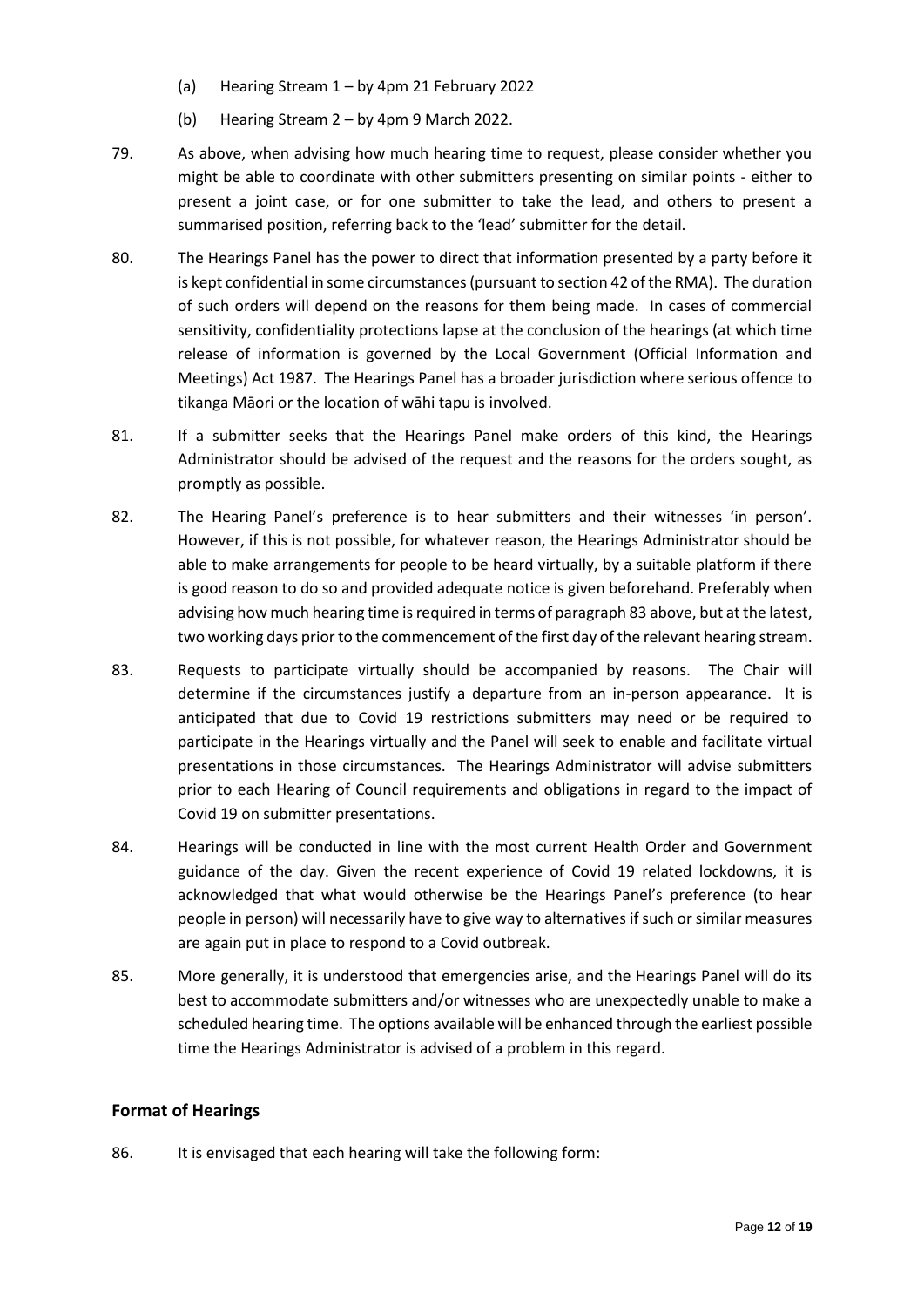(a) Hearing Stream 1 – by 4pm 21 February 2022

(b) Hearing Stream 2 – by 4pm 9 March 2022.

79. As above, when advising how much hearing time to request, please consider whether you might be able to coordinate with other submitters presenting on similar points - either to present a joint case, or for one submitter to take the lead, and others to present a summarised position, referring back to the 'lead' submitter for the detail.

80. The Hearings Panel has the power to direct that information presented by a party before it is kept confidential in some circumstances (pursuant to section 42 of the RMA). The duration of such orders will depend on the reasons for them being made. In cases of commercial sensitivity, confidentiality protections lapse at the conclusion of the hearings (at which time release of information is governed by the Local Government (Official Information and Meetings) Act 1987. The Hearings Panel has a broader jurisdiction where serious offence to tikanga Māori or the location of wāhi tapu is involved.

81. If a submitter seeks that the Hearings Panel make orders of this kind, the Hearings Administrator should be advised of the request and the reasons for the orders sought, as promptly as possible.

82. The Hearing Panel's preference is to hear submitters and their witnesses 'in person'. However, if this is not possible, for whatever reason, the Hearings Administrator should be able to make arrangements for people to be heard virtually, by a suitable platform if there is good reason to do so and provided adequate notice is given beforehand. Preferably when advising how much hearing time is required in terms of paragraph 83 above, but at the latest, two working days prior to the commencement of the first day of the relevant hearing stream.

83. Requests to participate virtually should be accompanied by reasons. The Chair will determine if the circumstances justify a departure from an in-person appearance. It is anticipated that due to Covid 19 restrictions submitters may need or be required to participate in the Hearings virtually and the Panel will seek to enable and facilitate virtual presentations in those circumstances. The Hearings Administrator will advise submitters prior to each Hearing of Council requirements and obligations in regard to the impact of Covid 19 on submitter presentations.

84. Hearings will be conducted in line with the most current Health Order and Government guidance of the day. Given the recent experience of Covid 19 related lockdowns, it is acknowledged that what would otherwise be the Hearings Panel's preference (to hear people in person) will necessarily have to give way to alternatives if such or similar measures are again put in place to respond to a Covid outbreak.

85. More generally, it is understood that emergencies arise, and the Hearings Panel will do its best to accommodate submitters and/or witnesses who are unexpectedly unable to make a scheduled hearing time. The options available will be enhanced through the earliest possible time the Hearings Administrator is advised of a problem in this regard.

## Format of Hearings

86. It is envisaged that each hearing will take the following form: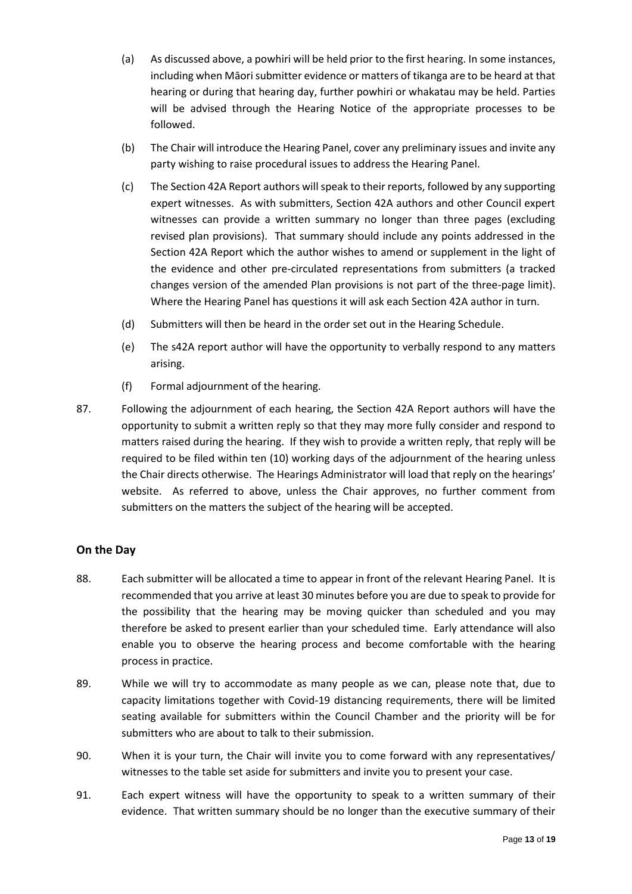(a) As discussed above, a powhiri will be held prior to the first hearing. In some instances, including when Māori submitter evidence or matters of tikanga are to be heard at that hearing or during that hearing day, further powhiri or whakatau may be held. Parties will be advised through the Hearing Notice of the appropriate processes to be followed.

(b) The Chair will introduce the Hearing Panel, cover any preliminary issues and invite any party wishing to raise procedural issues to address the Hearing Panel.

(c) The Section 42A Report authors will speak to their reports, followed by any supporting expert witnesses. As with submitters, Section 42A authors and other Council expert witnesses can provide a written summary no longer than three pages (excluding revised plan provisions). That summary should include any points addressed in the Section 42A Report which the author wishes to amend or supplement in the light of the evidence and other pre-circulated representations from submitters (a tracked changes version of the amended Plan provisions is not part of the three-page limit). Where the Hearing Panel has questions it will ask each Section 42A author in turn.

(d) Submitters will then be heard in the order set out in the Hearing Schedule.

(e) The s42A report author will have the opportunity to verbally respond to any matters arising.

(f) Formal adjournment of the hearing.

87. Following the adjournment of each hearing, the Section 42A Report authors will have the opportunity to submit a written reply so that they may more fully consider and respond to matters raised during the hearing. If they wish to provide a written reply, that reply will be required to be filed within ten (10) working days of the adjournment of the hearing unless the Chair directs otherwise. The Hearings Administrator will load that reply on the hearings' website. As referred to above, unless the Chair approves, no further comment from submitters on the matters the subject of the hearing will be accepted.

## On the Day

88. Each submitter will be allocated a time to appear in front of the relevant Hearing Panel. It is recommended that you arrive at least 30 minutes before you are due to speak to provide for the possibility that the hearing may be moving quicker than scheduled and you may therefore be asked to present earlier than your scheduled time. Early attendance will also enable you to observe the hearing process and become comfortable with the hearing process in practice.

89. While we will try to accommodate as many people as we can, please note that, due to capacity limitations together with Covid-19 distancing requirements, there will be limited seating available for submitters within the Council Chamber and the priority will be for submitters who are about to talk to their submission.

90. When it is your turn, the Chair will invite you to come forward with any representatives/ witnesses to the table set aside for submitters and invite you to present your case.

91. Each expert witness will have the opportunity to speak to a written summary of their evidence. That written summary should be no longer than the executive summary of their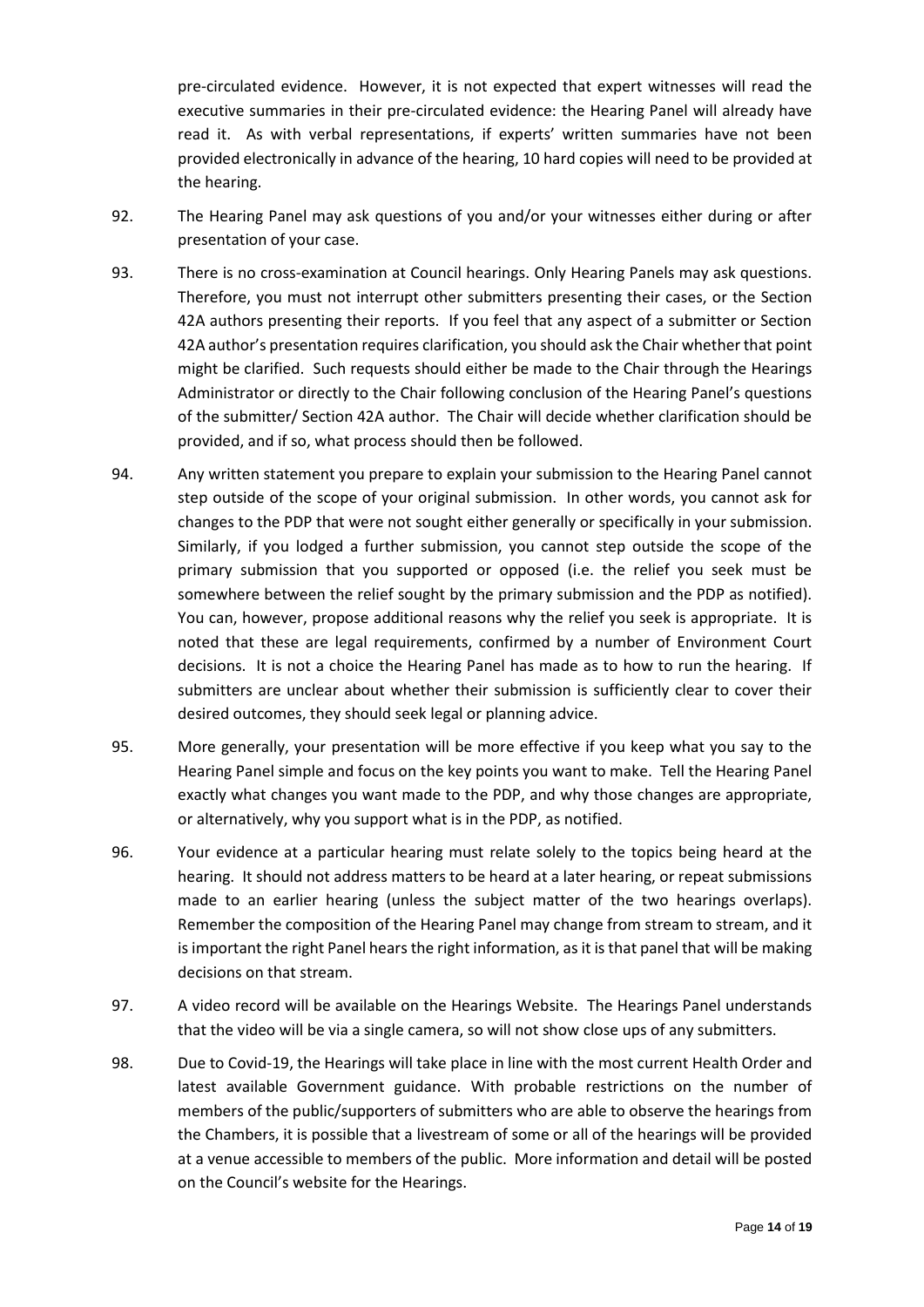pre-circulated evidence. However, it is not expected that expert witnesses will read the executive summaries in their pre-circulated evidence: the Hearing Panel will already have read it. As with verbal representations, if experts' written summaries have not been provided electronically in advance of the hearing, 10 hard copies will need to be provided at the hearing.

92. The Hearing Panel may ask questions of you and/or your witnesses either during or after presentation of your case.

93. There is no cross-examination at Council hearings. Only Hearing Panels may ask questions. Therefore, you must not interrupt other submitters presenting their cases, or the Section 42A authors presenting their reports. If you feel that any aspect of a submitter or Section 42A author's presentation requires clarification, you should ask the Chair whether that point might be clarified. Such requests should either be made to the Chair through the Hearings Administrator or directly to the Chair following conclusion of the Hearing Panel's questions of the submitter/ Section 42A author. The Chair will decide whether clarification should be provided, and if so, what process should then be followed.

94. Any written statement you prepare to explain your submission to the Hearing Panel cannot step outside of the scope of your original submission. In other words, you cannot ask for changes to the PDP that were not sought either generally or specifically in your submission. Similarly, if you lodged a further submission, you cannot step outside the scope of the primary submission that you supported or opposed (i.e. the relief you seek must be somewhere between the relief sought by the primary submission and the PDP as notified). You can, however, propose additional reasons why the relief you seek is appropriate. It is noted that these are legal requirements, confirmed by a number of Environment Court decisions. It is not a choice the Hearing Panel has made as to how to run the hearing. If submitters are unclear about whether their submission is sufficiently clear to cover their desired outcomes, they should seek legal or planning advice.

95. More generally, your presentation will be more effective if you keep what you say to the Hearing Panel simple and focus on the key points you want to make. Tell the Hearing Panel exactly what changes you want made to the PDP, and why those changes are appropriate, or alternatively, why you support what is in the PDP, as notified.

96. Your evidence at a particular hearing must relate solely to the topics being heard at the hearing. It should not address matters to be heard at a later hearing, or repeat submissions made to an earlier hearing (unless the subject matter of the two hearings overlaps). Remember the composition of the Hearing Panel may change from stream to stream, and it is important the right Panel hears the right information, as it is that panel that will be making decisions on that stream.

97. A video record will be available on the Hearings Website. The Hearings Panel understands that the video will be via a single camera, so will not show close ups of any submitters.

98. Due to Covid-19, the Hearings will take place in line with the most current Health Order and latest available Government guidance. With probable restrictions on the number of members of the public/supporters of submitters who are able to observe the hearings from the Chambers, it is possible that a livestream of some or all of the hearings will be provided at a venue accessible to members of the public. More information and detail will be posted on the Council's website for the Hearings.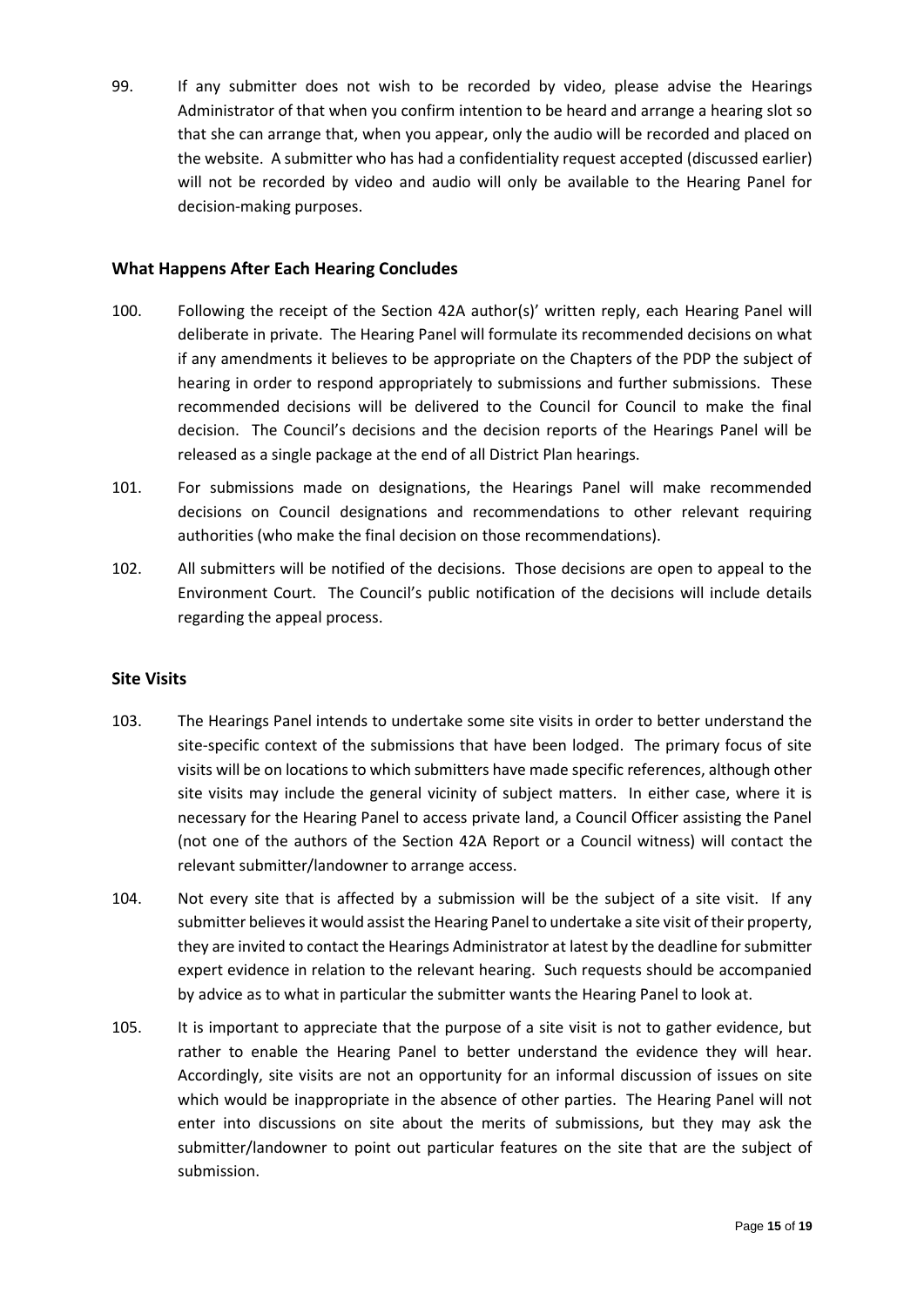99. If any submitter does not wish to be recorded by video, please advise the Hearings Administrator of that when you confirm intention to be heard and arrange a hearing slot so that she can arrange that, when you appear, only the audio will be recorded and placed on the website. A submitter who has had a confidentiality request accepted (discussed earlier) will not be recorded by video and audio will only be available to the Hearing Panel for decision-making purposes.

## What Happens After Each Hearing Concludes

100. Following the receipt of the Section 42A author(s)' written reply, each Hearing Panel will deliberate in private. The Hearing Panel will formulate its recommended decisions on what if any amendments it believes to be appropriate on the Chapters of the PDP the subject of hearing in order to respond appropriately to submissions and further submissions. These recommended decisions will be delivered to the Council for Council to make the final decision. The Council's decisions and the decision reports of the Hearings Panel will be released as a single package at the end of all District Plan hearings.

101. For submissions made on designations, the Hearings Panel will make recommended decisions on Council designations and recommendations to other relevant requiring authorities (who make the final decision on those recommendations).

102. All submitters will be notified of the decisions. Those decisions are open to appeal to the Environment Court. The Council's public notification of the decisions will include details regarding the appeal process.

## Site Visits

103. The Hearings Panel intends to undertake some site visits in order to better understand the site-specific context of the submissions that have been lodged. The primary focus of site visits will be on locations to which submitters have made specific references, although other site visits may include the general vicinity of subject matters. In either case, where it is necessary for the Hearing Panel to access private land, a Council Officer assisting the Panel (not one of the authors of the Section 42A Report or a Council witness) will contact the relevant submitter/landowner to arrange access.

104. Not every site that is affected by a submission will be the subject of a site visit. If any submitter believes it would assist the Hearing Panel to undertake a site visit of their property, they are invited to contact the Hearings Administrator at latest by the deadline for submitter expert evidence in relation to the relevant hearing. Such requests should be accompanied by advice as to what in particular the submitter wants the Hearing Panel to look at.

105. It is important to appreciate that the purpose of a site visit is not to gather evidence, but rather to enable the Hearing Panel to better understand the evidence they will hear. Accordingly, site visits are not an opportunity for an informal discussion of issues on site which would be inappropriate in the absence of other parties. The Hearing Panel will not enter into discussions on site about the merits of submissions, but they may ask the submitter/landowner to point out particular features on the site that are the subject of submission.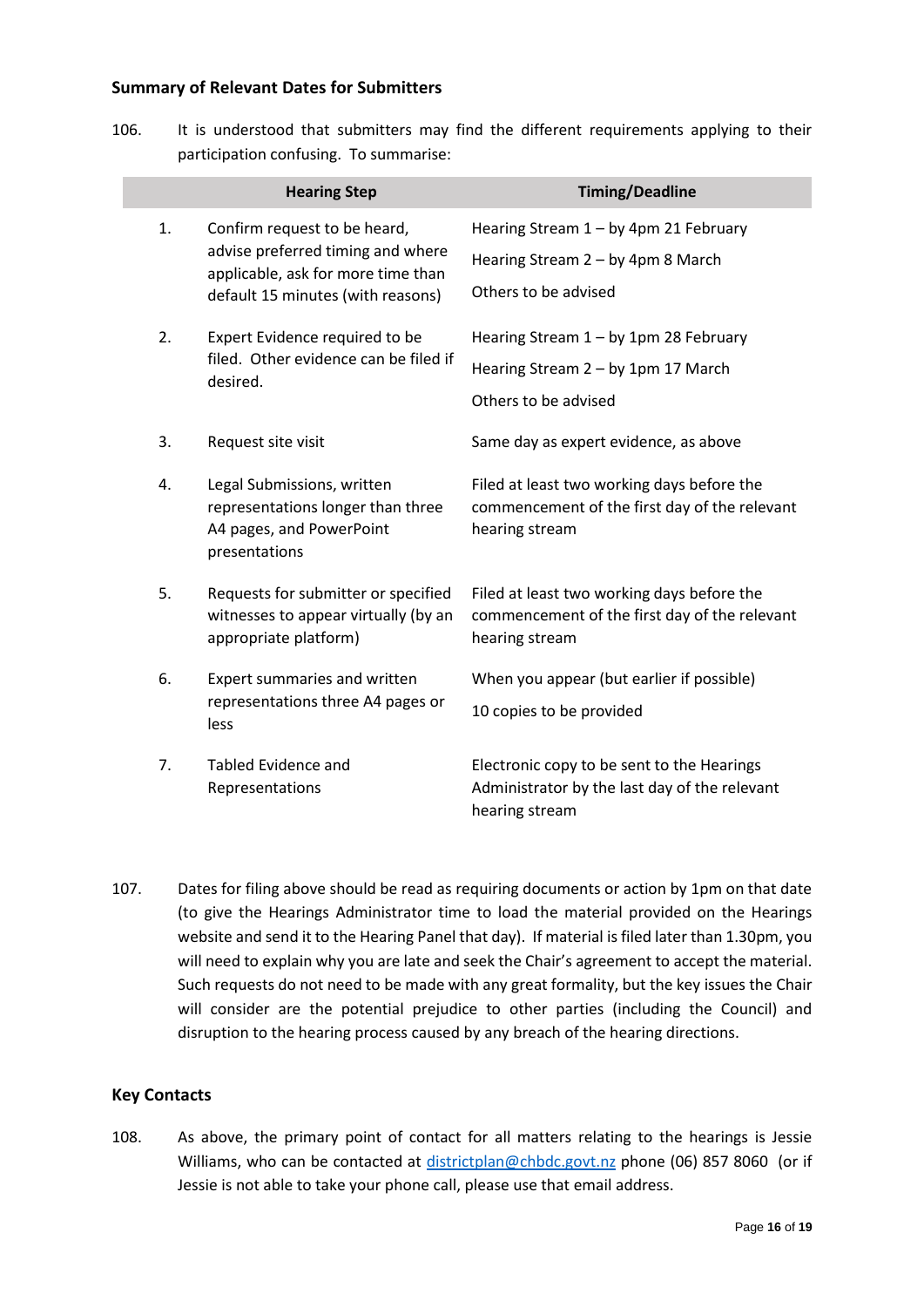## Summary of Relevant Dates for Submitters

106. It is understood that submitters may find the different requirements applying to their participation confusing. To summarise:

| | Hearing Step | Timing/Deadline |
|---|---|---|
| 1. | Confirm request to be heard, advise preferred timing and where applicable, ask for more time than default 15 minutes (with reasons) | Hearing Stream 1 – by 4pm 21 February<br>Hearing Stream 2 – by 4pm 8 March<br>Others to be advised |
| 2. | Expert Evidence required to be filed. Other evidence can be filed if desired. | Hearing Stream 1 – by 1pm 28 February<br>Hearing Stream 2 – by 1pm 17 March<br>Others to be advised |
| 3. | Request site visit | Same day as expert evidence, as above |
| 4. | Legal Submissions, written representations longer than three A4 pages, and PowerPoint presentations | Filed at least two working days before the commencement of the first day of the relevant hearing stream |
| 5. | Requests for submitter or specified witnesses to appear virtually (by an appropriate platform) | Filed at least two working days before the commencement of the first day of the relevant hearing stream |
| 6. | Expert summaries and written representations three A4 pages or less | When you appear (but earlier if possible)<br>10 copies to be provided |
| 7. | Tabled Evidence and Representations | Electronic copy to be sent to the Hearings Administrator by the last day of the relevant hearing stream |

107. Dates for filing above should be read as requiring documents or action by 1pm on that date (to give the Hearings Administrator time to load the material provided on the Hearings website and send it to the Hearing Panel that day). If material is filed later than 1.30pm, you will need to explain why you are late and seek the Chair's agreement to accept the material. Such requests do not need to be made with any great formality, but the key issues the Chair will consider are the potential prejudice to other parties (including the Council) and disruption to the hearing process caused by any breach of the hearing directions.

## Key Contacts

108. As above, the primary point of contact for all matters relating to the hearings is Jessie Williams, who can be contacted at districtplan@chbdc.govt.nz phone (06) 857 8060 (or if Jessie is not able to take your phone call, please use that email address.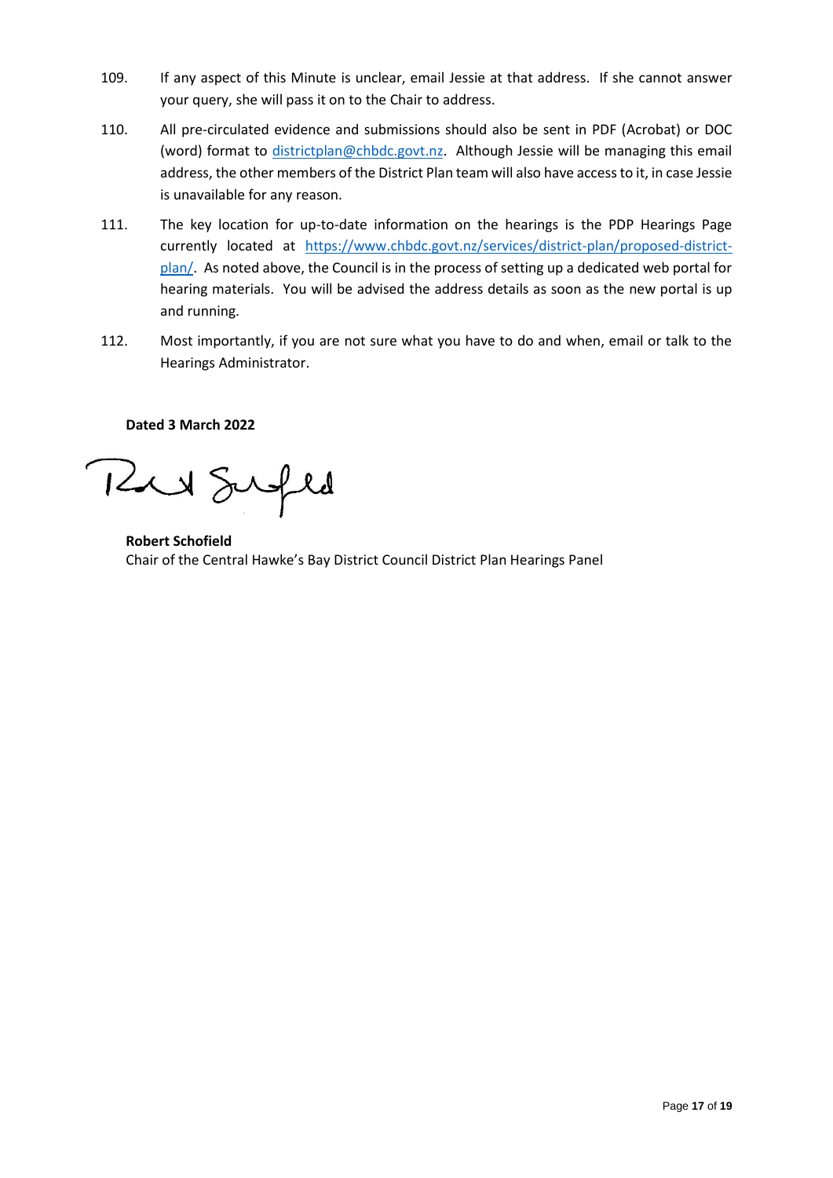109. If any aspect of this Minute is unclear, email Jessie at that address. If she cannot answer your query, she will pass it on to the Chair to address.

110. All pre-circulated evidence and submissions should also be sent in PDF (Acrobat) or DOC (word) format to districtplan@chbdc.govt.nz. Although Jessie will be managing this email address, the other members of the District Plan team will also have access to it, in case Jessie is unavailable for any reason.

111. The key location for up-to-date information on the hearings is the PDP Hearings Page currently located at https://www.chbdc.govt.nz/services/district-plan/proposed-district-plan/. As noted above, the Council is in the process of setting up a dedicated web portal for hearing materials. You will be advised the address details as soon as the new portal is up and running.

112. Most importantly, if you are not sure what you have to do and when, email or talk to the Hearings Administrator.

**Dated 3 March 2022**

**Robert Schofield**
Chair of the Central Hawke's Bay District Council District Plan Hearings Panel